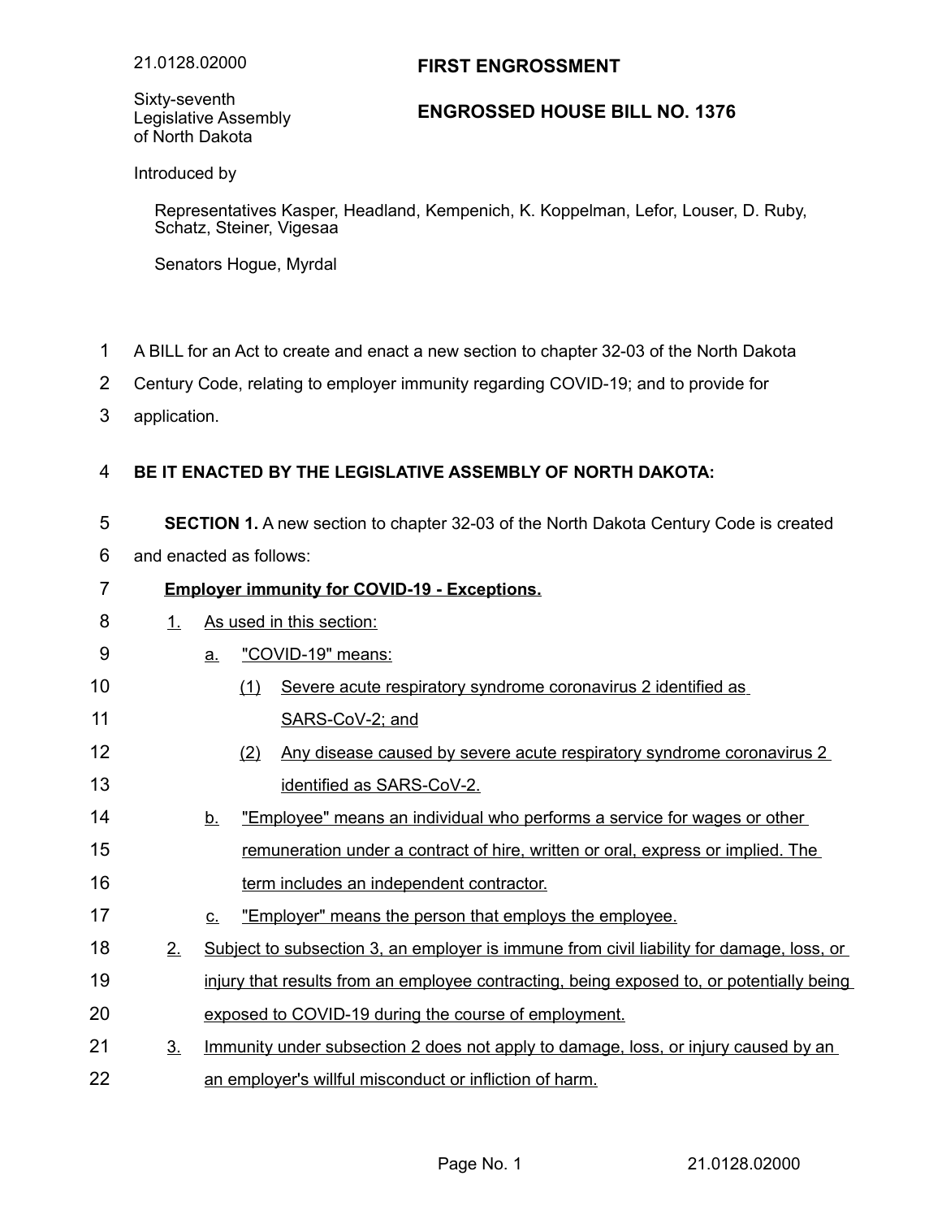21.0128.02000

Sixty-seventh Legislative Assembly of North Dakota

# FIRST ENGROSSMENT

# ENGROSSED HOUSE BILL NO. 1376

Introduced by

Representatives Kasper, Headland, Kempenich, K. Koppelman, Lefor, Louser, D. Ruby, Schatz, Steiner, Vigesaa

Senators Hogue, Myrdal

A BILL for an Act to create and enact a new section to chapter 32-03 of the North Dakota Century Code, relating to employer immunity regarding COVID-19; and to provide for application.

**BE IT ENACTED BY THE LEGISLATIVE ASSEMBLY OF NORTH DAKOTA:**

**SECTION 1.** A new section to chapter 32-03 of the North Dakota Century Code is created and enacted as follows:

**Employer immunity for COVID-19 - Exceptions.**

1. As used in this section:
   a. "COVID-19" means:
      (1) Severe acute respiratory syndrome coronavirus 2 identified as SARS-CoV-2; and
      (2) Any disease caused by severe acute respiratory syndrome coronavirus 2 identified as SARS-CoV-2.
   b. "Employee" means an individual who performs a service for wages or other remuneration under a contract of hire, written or oral, express or implied. The term includes an independent contractor.
   c. "Employer" means the person that employs the employee.
2. Subject to subsection 3, an employer is immune from civil liability for damage, loss, or injury that results from an employee contracting, being exposed to, or potentially being exposed to COVID-19 during the course of employment.
3. Immunity under subsection 2 does not apply to damage, loss, or injury caused by an an employer's willful misconduct or infliction of harm.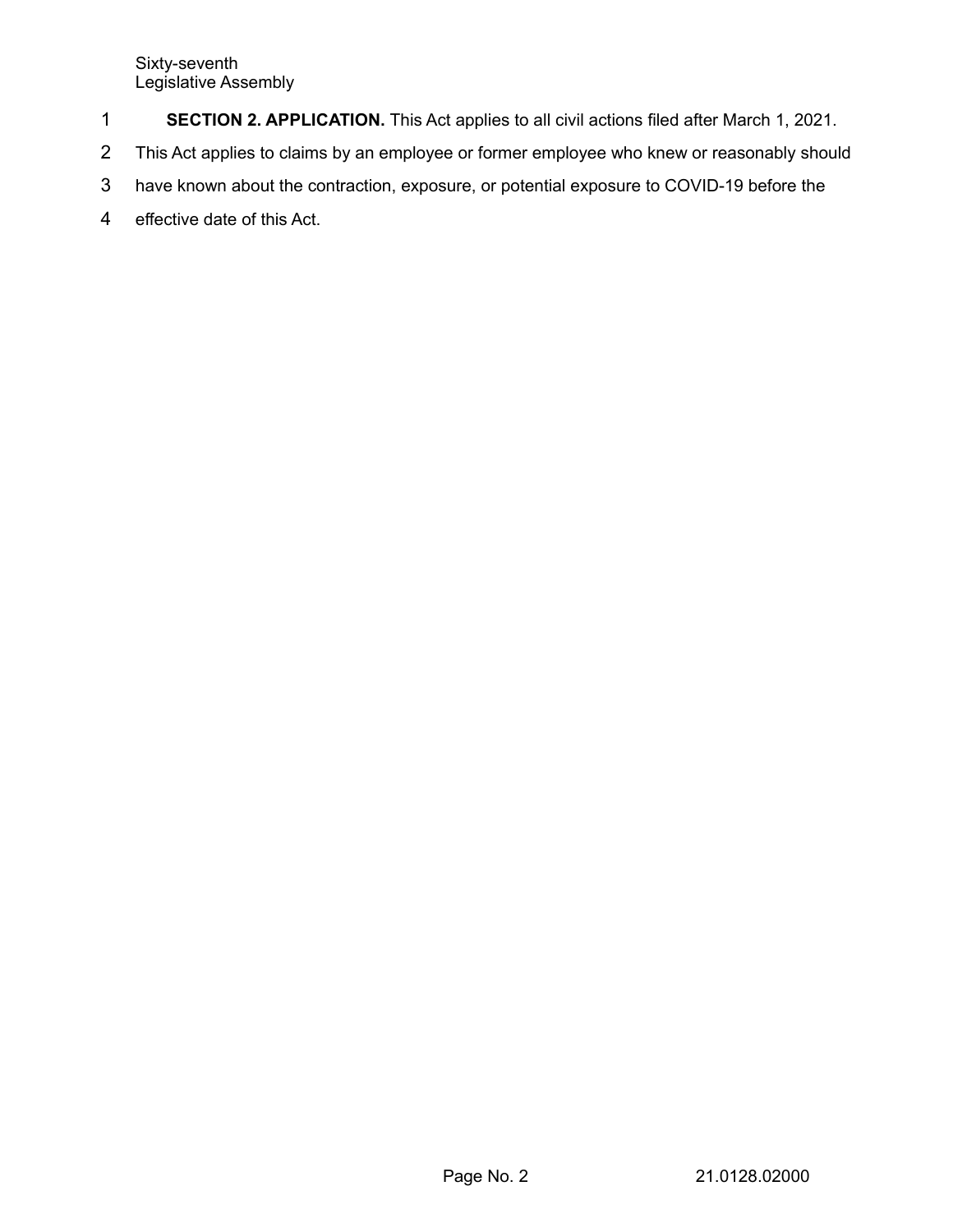**SECTION 2. APPLICATION.** This Act applies to all civil actions filed after March 1, 2021. This Act applies to claims by an employee or former employee who knew or reasonably should have known about the contraction, exposure, or potential exposure to COVID-19 before the effective date of this Act.